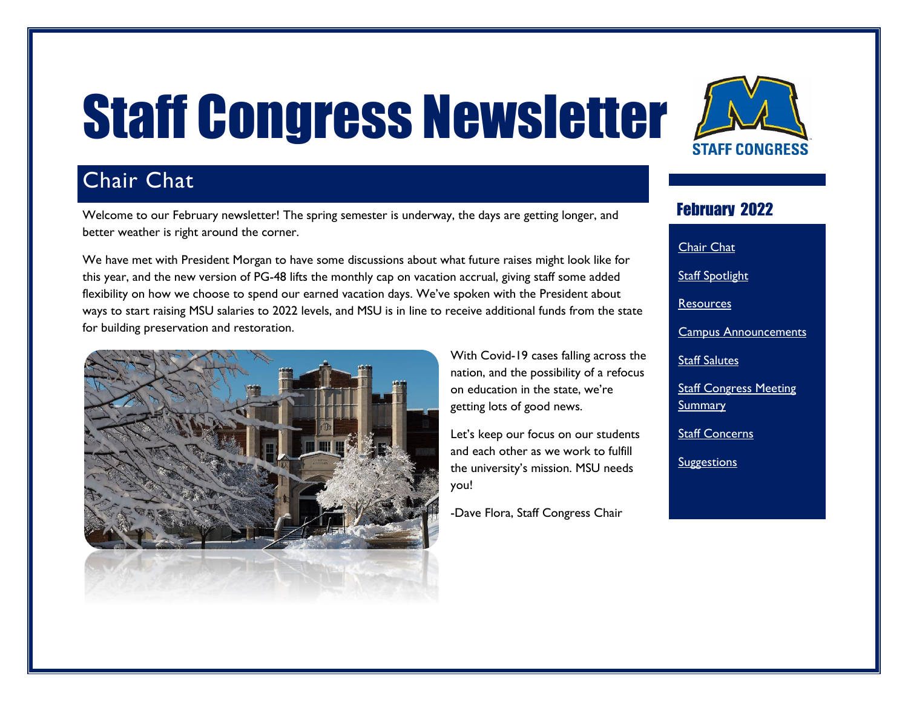# Staff Congress Newsletter

STAFF CONGRESS

## Chair Chat

Welcome to our February newsletter! The spring semester is underway, the days are getting longer, and better weather is right around the corner.

We have met with President Morgan to have some discussions about what future raises might look like for this year, and the new version of PG-48 lifts the monthly cap on vacation accrual, giving staff some added flexibility on how we choose to spend our earned vacation days. We've spoken with the President about ways to start raising MSU salaries to 2022 levels, and MSU is in line to receive additional funds from the state for building preservation and restoration.

With Covid-19 cases falling across the nation, and the possibility of a refocus on education in the state, we're getting lots of good news.

Let's keep our focus on our students and each other as we work to fulfill the university's mission. MSU needs you!

-Dave Flora, Staff Congress Chair

## February 2022

- Chair Chat
- Staff Spotlight
- Resources
- Campus Announcements
- Staff Salutes
- Staff Congress Meeting Summary
- Staff Concerns
- Suggestions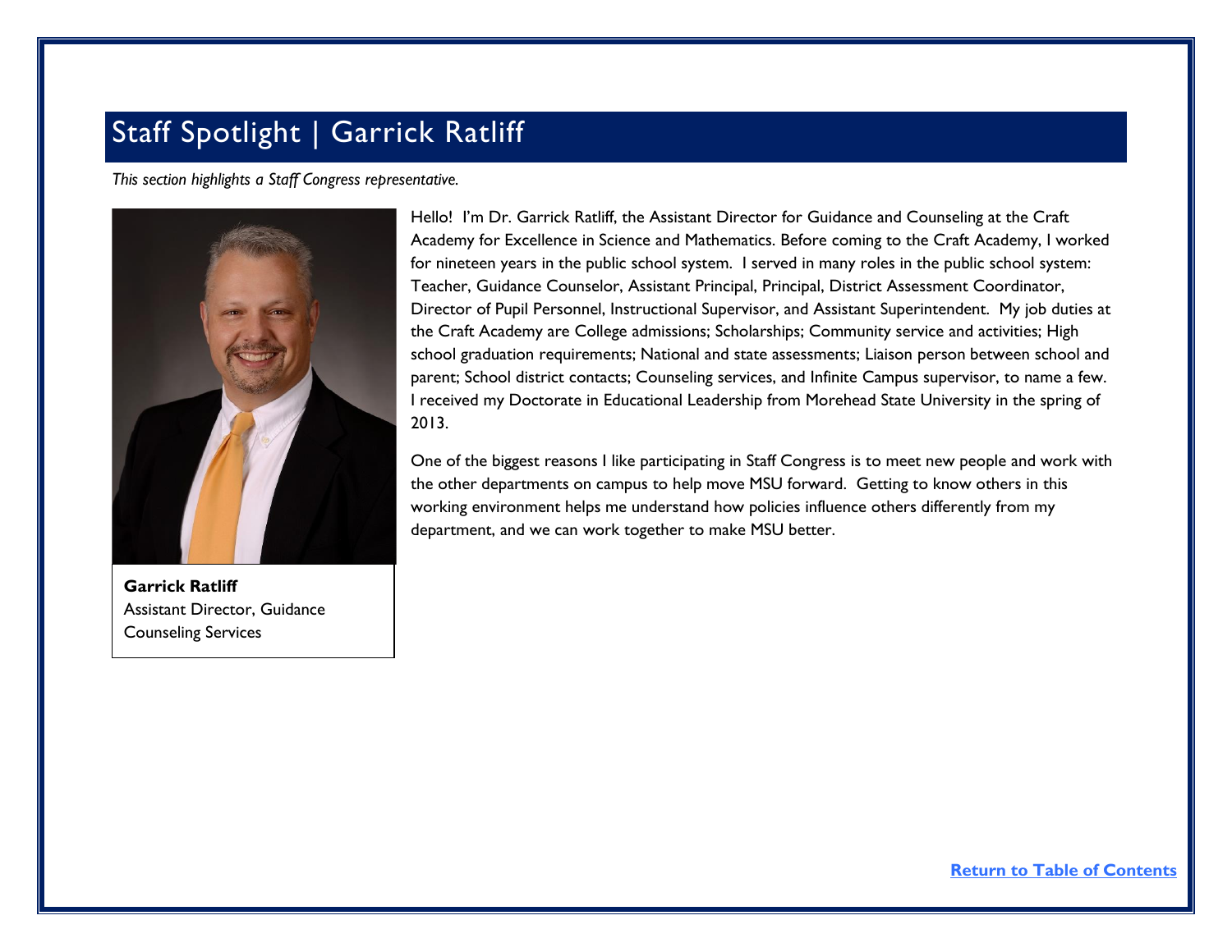# Staff Spotlight | Garrick Ratliff

*This section highlights a Staff Congress representative.*

**Garrick Ratliff**
Assistant Director, Guidance Counseling Services

Hello! I'm Dr. Garrick Ratliff, the Assistant Director for Guidance and Counseling at the Craft Academy for Excellence in Science and Mathematics. Before coming to the Craft Academy, I worked for nineteen years in the public school system. I served in many roles in the public school system: Teacher, Guidance Counselor, Assistant Principal, Principal, District Assessment Coordinator, Director of Pupil Personnel, Instructional Supervisor, and Assistant Superintendent. My job duties at the Craft Academy are College admissions; Scholarships; Community service and activities; High school graduation requirements; National and state assessments; Liaison person between school and parent; School district contacts; Counseling services, and Infinite Campus supervisor, to name a few. I received my Doctorate in Educational Leadership from Morehead State University in the spring of 2013.

One of the biggest reasons I like participating in Staff Congress is to meet new people and work with the other departments on campus to help move MSU forward. Getting to know others in this working environment helps me understand how policies influence others differently from my department, and we can work together to make MSU better.

**Return to Table of Contents**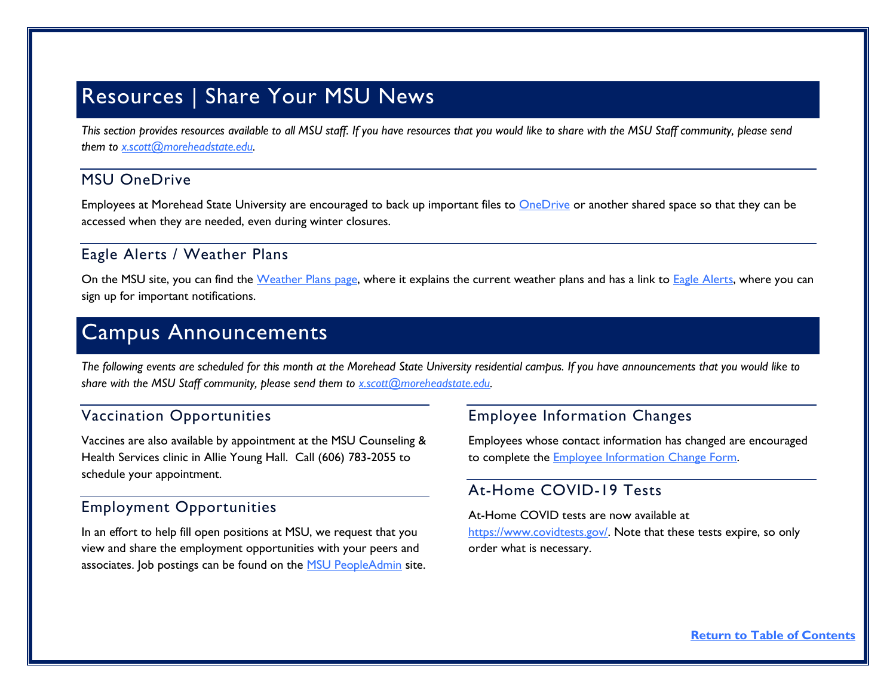# Resources | Share Your MSU News

*This section provides resources available to all MSU staff. If you have resources that you would like to share with the MSU Staff community, please send them to x.scott@moreheadstate.edu.*

## MSU OneDrive

Employees at Morehead State University are encouraged to back up important files to OneDrive or another shared space so that they can be accessed when they are needed, even during winter closures.

## Eagle Alerts / Weather Plans

On the MSU site, you can find the Weather Plans page, where it explains the current weather plans and has a link to Eagle Alerts, where you can sign up for important notifications.

# Campus Announcements

*The following events are scheduled for this month at the Morehead State University residential campus. If you have announcements that you would like to share with the MSU Staff community, please send them to x.scott@moreheadstate.edu.*

## Vaccination Opportunities

Vaccines are also available by appointment at the MSU Counseling & Health Services clinic in Allie Young Hall. Call (606) 783-2055 to schedule your appointment.

## Employment Opportunities

In an effort to help fill open positions at MSU, we request that you view and share the employment opportunities with your peers and associates. Job postings can be found on the MSU PeopleAdmin site.

## Employee Information Changes

Employees whose contact information has changed are encouraged to complete the Employee Information Change Form.

## At-Home COVID-19 Tests

At-Home COVID tests are now available at https://www.covidtests.gov/. Note that these tests expire, so only order what is necessary.

**Return to Table of Contents**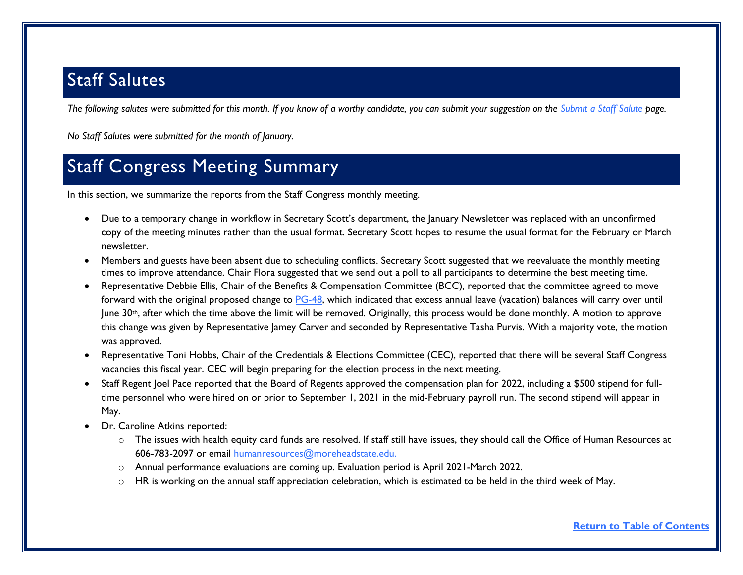## Staff Salutes

*The following salutes were submitted for this month. If you know of a worthy candidate, you can submit your suggestion on the [Submit a Staff Salute](#) page.*

*No Staff Salutes were submitted for the month of January.*

## Staff Congress Meeting Summary

In this section, we summarize the reports from the Staff Congress monthly meeting.

- Due to a temporary change in workflow in Secretary Scott's department, the January Newsletter was replaced with an unconfirmed copy of the meeting minutes rather than the usual format. Secretary Scott hopes to resume the usual format for the February or March newsletter.
- Members and guests have been absent due to scheduling conflicts. Secretary Scott suggested that we reevaluate the monthly meeting times to improve attendance. Chair Flora suggested that we send out a poll to all participants to determine the best meeting time.
- Representative Debbie Ellis, Chair of the Benefits & Compensation Committee (BCC), reported that the committee agreed to move forward with the original proposed change to [PG-48](#), which indicated that excess annual leave (vacation) balances will carry over until June 30th, after which the time above the limit will be removed. Originally, this process would be done monthly. A motion to approve this change was given by Representative Jamey Carver and seconded by Representative Tasha Purvis. With a majority vote, the motion was approved.
- Representative Toni Hobbs, Chair of the Credentials & Elections Committee (CEC), reported that there will be several Staff Congress vacancies this fiscal year. CEC will begin preparing for the election process in the next meeting.
- Staff Regent Joel Pace reported that the Board of Regents approved the compensation plan for 2022, including a $500 stipend for full-time personnel who were hired on or prior to September 1, 2021 in the mid-February payroll run. The second stipend will appear in May.
- Dr. Caroline Atkins reported:
  - The issues with health equity card funds are resolved. If staff still have issues, they should call the Office of Human Resources at 606-783-2097 or email [humanresources@moreheadstate.edu.](mailto:humanresources@moreheadstate.edu)
  - Annual performance evaluations are coming up. Evaluation period is April 2021-March 2022.
  - HR is working on the annual staff appreciation celebration, which is estimated to be held in the third week of May.

**[Return to Table of Contents](#)**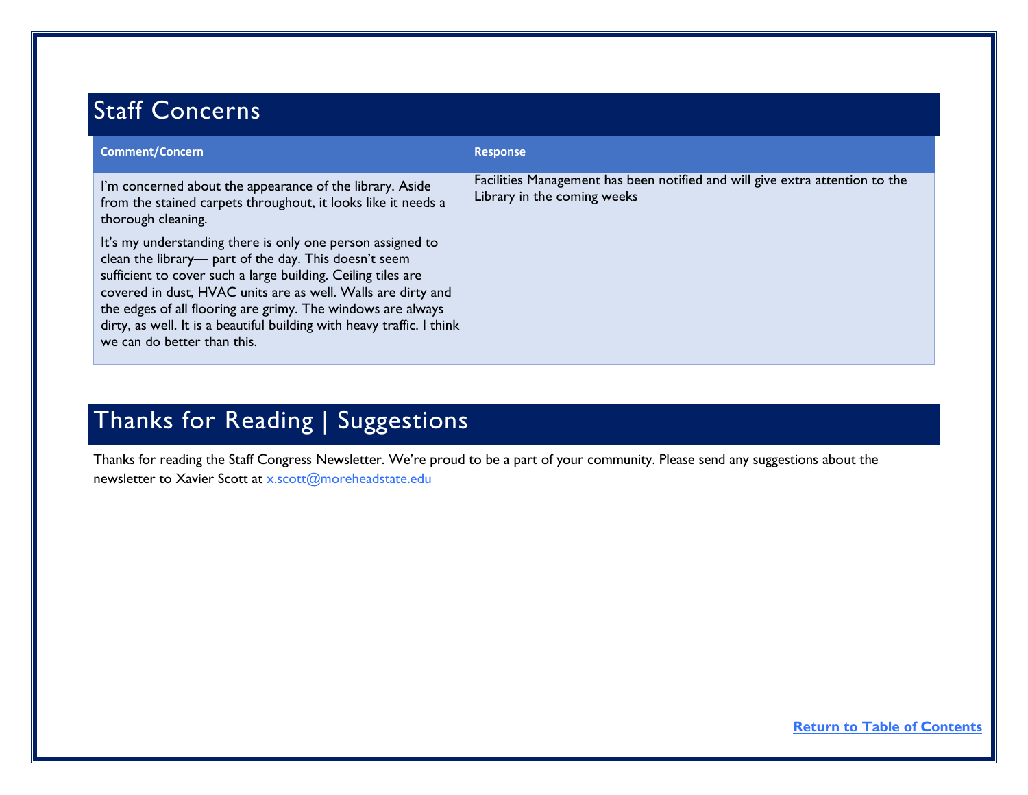## Staff Concerns

| Comment/Concern | Response |
| --- | --- |
| I'm concerned about the appearance of the library. Aside from the stained carpets throughout, it looks like it needs a thorough cleaning.<br><br>It's my understanding there is only one person assigned to clean the library— part of the day. This doesn't seem sufficient to cover such a large building. Ceiling tiles are covered in dust, HVAC units are as well. Walls are dirty and the edges of all flooring are grimy. The windows are always dirty, as well. It is a beautiful building with heavy traffic. I think we can do better than this. | Facilities Management has been notified and will give extra attention to the Library in the coming weeks |

## Thanks for Reading | Suggestions

Thanks for reading the Staff Congress Newsletter. We're proud to be a part of your community. Please send any suggestions about the newsletter to Xavier Scott at x.scott@moreheadstate.edu

**Return to Table of Contents**